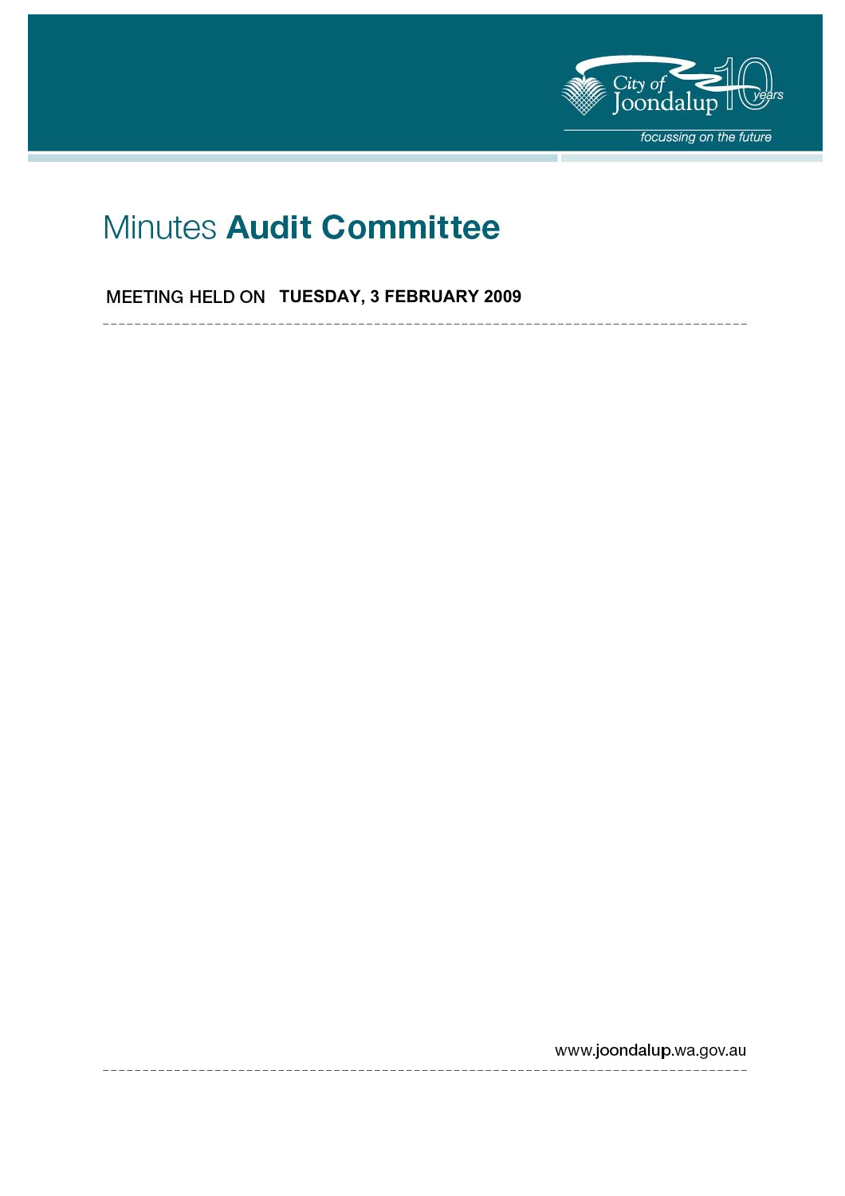City of Joondalup 10 years

*focussing on the future*

# Minutes **Audit Committee**

MEETING HELD ON **TUESDAY, 3 FEBRUARY 2009**

www.joondalup.wa.gov.au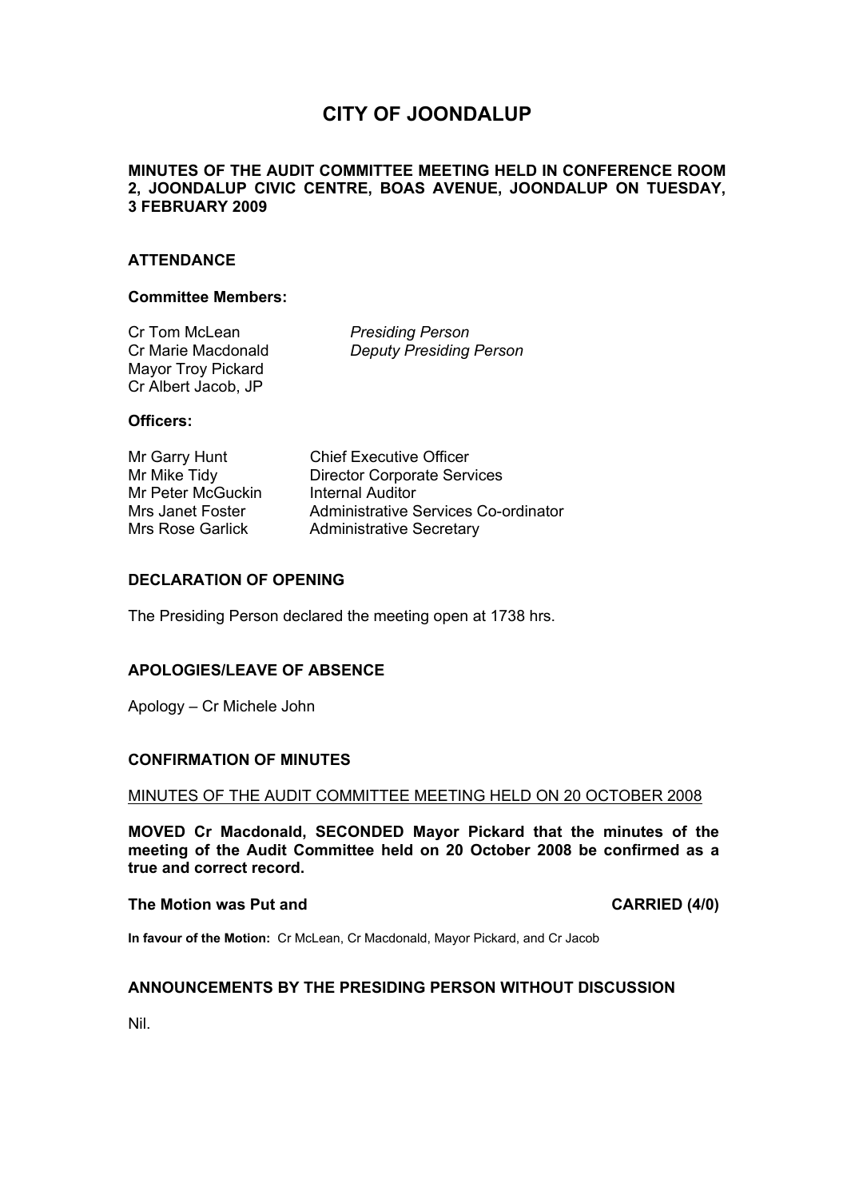# CITY OF JOONDALUP

**MINUTES OF THE AUDIT COMMITTEE MEETING HELD IN CONFERENCE ROOM 2, JOONDALUP CIVIC CENTRE, BOAS AVENUE, JOONDALUP ON TUESDAY, 3 FEBRUARY 2009**

## ATTENDANCE

### Committee Members:

| | |
|---|---|
| Cr Tom McLean | *Presiding Person* |
| Cr Marie Macdonald | *Deputy Presiding Person* |
| Mayor Troy Pickard | |
| Cr Albert Jacob, JP | |

### Officers:

| | |
|---|---|
| Mr Garry Hunt | Chief Executive Officer |
| Mr Mike Tidy | Director Corporate Services |
| Mr Peter McGuckin | Internal Auditor |
| Mrs Janet Foster | Administrative Services Co-ordinator |
| Mrs Rose Garlick | Administrative Secretary |

## DECLARATION OF OPENING

The Presiding Person declared the meeting open at 1738 hrs.

## APOLOGIES/LEAVE OF ABSENCE

Apology – Cr Michele John

## CONFIRMATION OF MINUTES

MINUTES OF THE AUDIT COMMITTEE MEETING HELD ON 20 OCTOBER 2008

**MOVED Cr Macdonald, SECONDED Mayor Pickard that the minutes of the meeting of the Audit Committee held on 20 October 2008 be confirmed as a true and correct record.**

**The Motion was Put and CARRIED (4/0)**

**In favour of the Motion:** Cr McLean, Cr Macdonald, Mayor Pickard, and Cr Jacob

## ANNOUNCEMENTS BY THE PRESIDING PERSON WITHOUT DISCUSSION

Nil.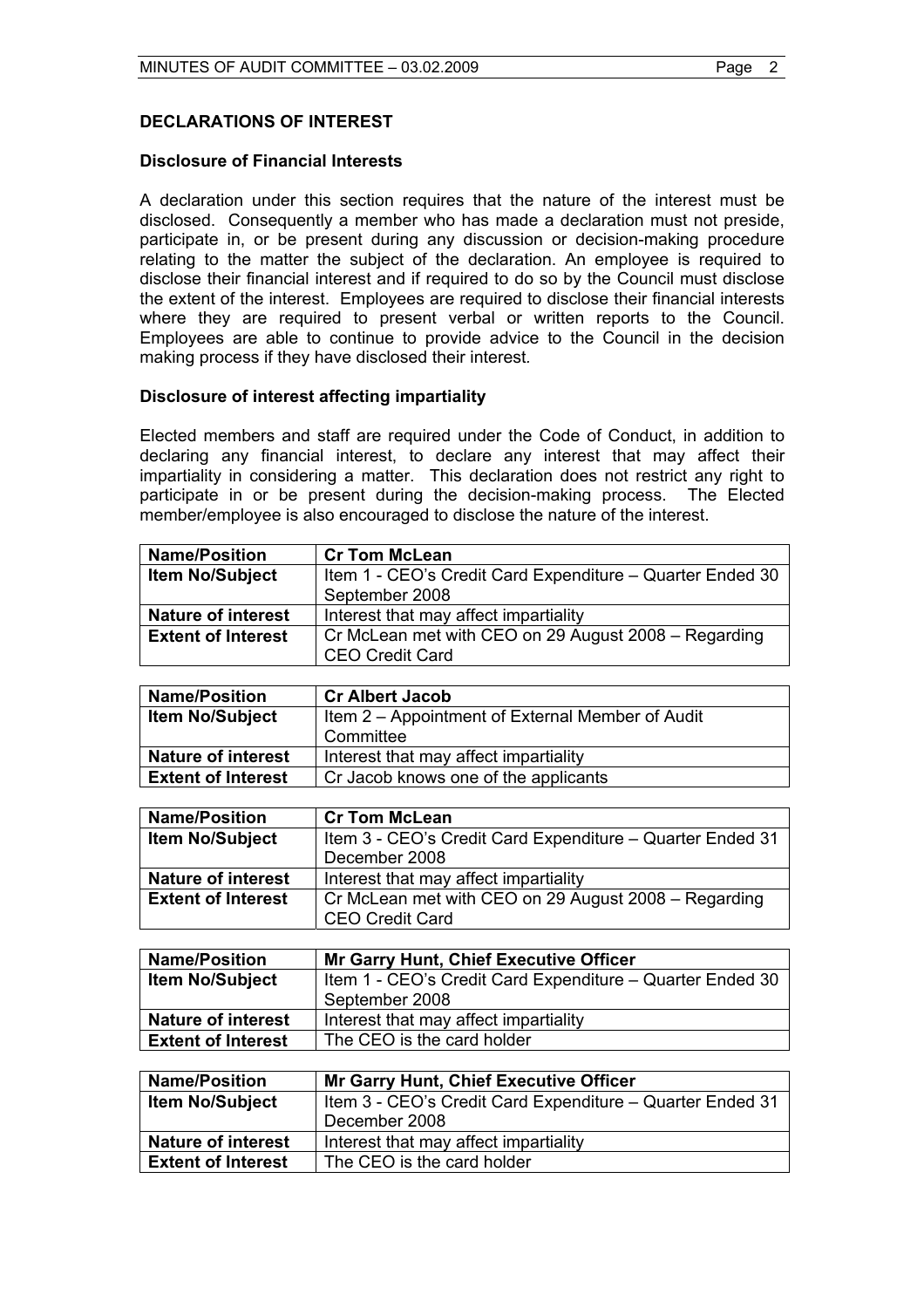## DECLARATIONS OF INTEREST

### Disclosure of Financial Interests

A declaration under this section requires that the nature of the interest must be disclosed. Consequently a member who has made a declaration must not preside, participate in, or be present during any discussion or decision-making procedure relating to the matter the subject of the declaration. An employee is required to disclose their financial interest and if required to do so by the Council must disclose the extent of the interest. Employees are required to disclose their financial interests where they are required to present verbal or written reports to the Council. Employees are able to continue to provide advice to the Council in the decision making process if they have disclosed their interest.

### Disclosure of interest affecting impartiality

Elected members and staff are required under the Code of Conduct, in addition to declaring any financial interest, to declare any interest that may affect their impartiality in considering a matter. This declaration does not restrict any right to participate in or be present during the decision-making process. The Elected member/employee is also encouraged to disclose the nature of the interest.

| **Name/Position** | **Cr Tom McLean** |
|---|---|
| **Item No/Subject** | Item 1 - CEO's Credit Card Expenditure – Quarter Ended 30 September 2008 |
| **Nature of interest** | Interest that may affect impartiality |
| **Extent of Interest** | Cr McLean met with CEO on 29 August 2008 – Regarding CEO Credit Card |

| **Name/Position** | **Cr Albert Jacob** |
|---|---|
| **Item No/Subject** | Item 2 – Appointment of External Member of Audit Committee |
| **Nature of interest** | Interest that may affect impartiality |
| **Extent of Interest** | Cr Jacob knows one of the applicants |

| **Name/Position** | **Cr Tom McLean** |
|---|---|
| **Item No/Subject** | Item 3 - CEO's Credit Card Expenditure – Quarter Ended 31 December 2008 |
| **Nature of interest** | Interest that may affect impartiality |
| **Extent of Interest** | Cr McLean met with CEO on 29 August 2008 – Regarding CEO Credit Card |

| **Name/Position** | **Mr Garry Hunt, Chief Executive Officer** |
|---|---|
| **Item No/Subject** | Item 1 - CEO's Credit Card Expenditure – Quarter Ended 30 September 2008 |
| **Nature of interest** | Interest that may affect impartiality |
| **Extent of Interest** | The CEO is the card holder |

| **Name/Position** | **Mr Garry Hunt, Chief Executive Officer** |
|---|---|
| **Item No/Subject** | Item 3 - CEO's Credit Card Expenditure – Quarter Ended 31 December 2008 |
| **Nature of interest** | Interest that may affect impartiality |
| **Extent of Interest** | The CEO is the card holder |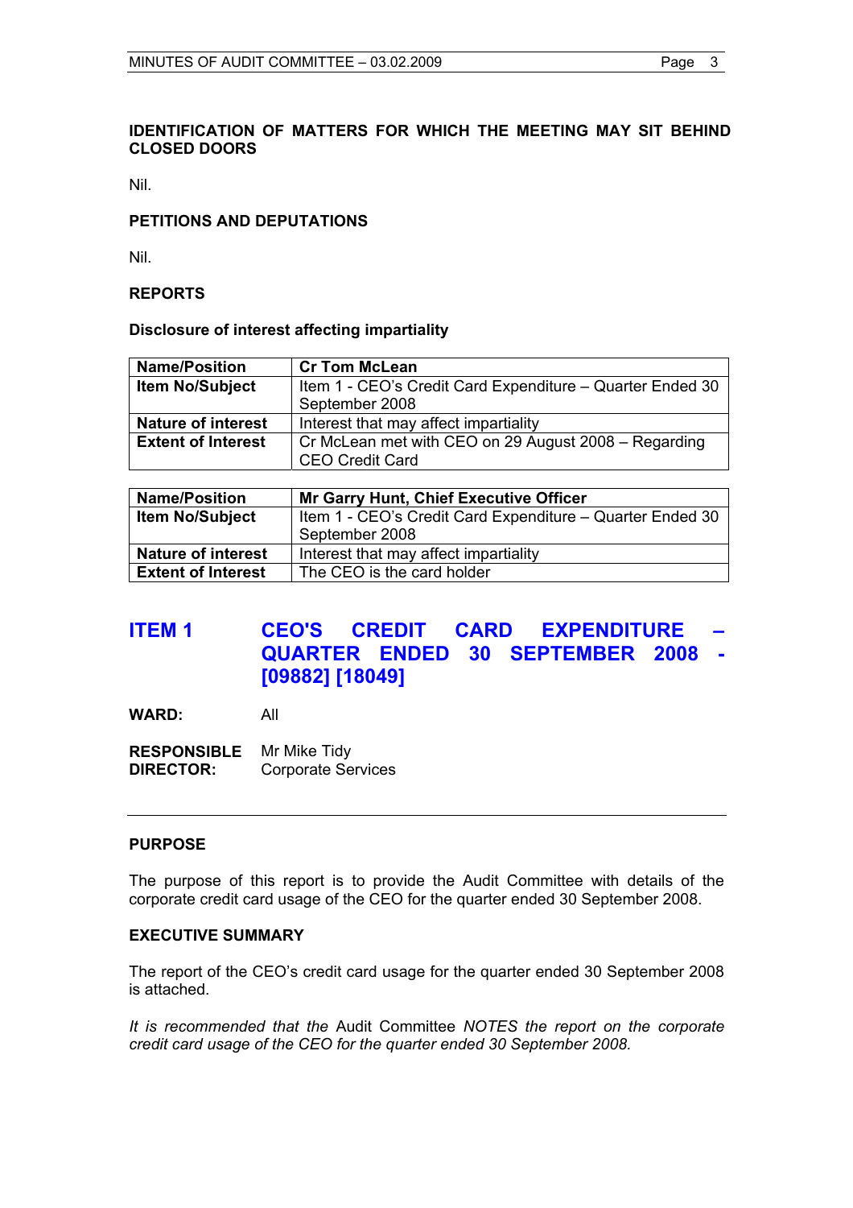**IDENTIFICATION OF MATTERS FOR WHICH THE MEETING MAY SIT BEHIND CLOSED DOORS**

Nil.

**PETITIONS AND DEPUTATIONS**

Nil.

**REPORTS**

**Disclosure of interest affecting impartiality**

| Name/Position | Cr Tom McLean |
|---|---|
| Item No/Subject | Item 1 - CEO's Credit Card Expenditure – Quarter Ended 30 September 2008 |
| Nature of interest | Interest that may affect impartiality |
| Extent of Interest | Cr McLean met with CEO on 29 August 2008 – Regarding CEO Credit Card |

| Name/Position | Mr Garry Hunt, Chief Executive Officer |
|---|---|
| Item No/Subject | Item 1 - CEO's Credit Card Expenditure – Quarter Ended 30 September 2008 |
| Nature of interest | Interest that may affect impartiality |
| Extent of Interest | The CEO is the card holder |

## ITEM 1 CEO'S CREDIT CARD EXPENDITURE – QUARTER ENDED 30 SEPTEMBER 2008 - [09882] [18049]

**WARD:** All

**RESPONSIBLE DIRECTOR:** Mr Mike Tidy
Corporate Services

---

**PURPOSE**

The purpose of this report is to provide the Audit Committee with details of the corporate credit card usage of the CEO for the quarter ended 30 September 2008.

**EXECUTIVE SUMMARY**

The report of the CEO's credit card usage for the quarter ended 30 September 2008 is attached.

*It is recommended that the* Audit Committee *NOTES the report on the corporate credit card usage of the CEO for the quarter ended 30 September 2008.*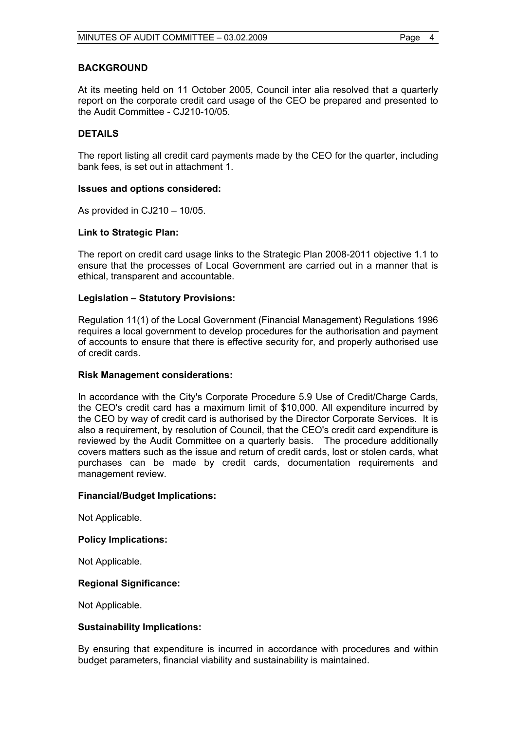## BACKGROUND

At its meeting held on 11 October 2005, Council inter alia resolved that a quarterly report on the corporate credit card usage of the CEO be prepared and presented to the Audit Committee - CJ210-10/05.

## DETAILS

The report listing all credit card payments made by the CEO for the quarter, including bank fees, is set out in attachment 1.

### Issues and options considered:

As provided in CJ210 – 10/05.

### Link to Strategic Plan:

The report on credit card usage links to the Strategic Plan 2008-2011 objective 1.1 to ensure that the processes of Local Government are carried out in a manner that is ethical, transparent and accountable.

### Legislation – Statutory Provisions:

Regulation 11(1) of the Local Government (Financial Management) Regulations 1996 requires a local government to develop procedures for the authorisation and payment of accounts to ensure that there is effective security for, and properly authorised use of credit cards.

### Risk Management considerations:

In accordance with the City's Corporate Procedure 5.9 Use of Credit/Charge Cards, the CEO's credit card has a maximum limit of $10,000. All expenditure incurred by the CEO by way of credit card is authorised by the Director Corporate Services. It is also a requirement, by resolution of Council, that the CEO's credit card expenditure is reviewed by the Audit Committee on a quarterly basis. The procedure additionally covers matters such as the issue and return of credit cards, lost or stolen cards, what purchases can be made by credit cards, documentation requirements and management review.

### Financial/Budget Implications:

Not Applicable.

### Policy Implications:

Not Applicable.

### Regional Significance:

Not Applicable.

### Sustainability Implications:

By ensuring that expenditure is incurred in accordance with procedures and within budget parameters, financial viability and sustainability is maintained.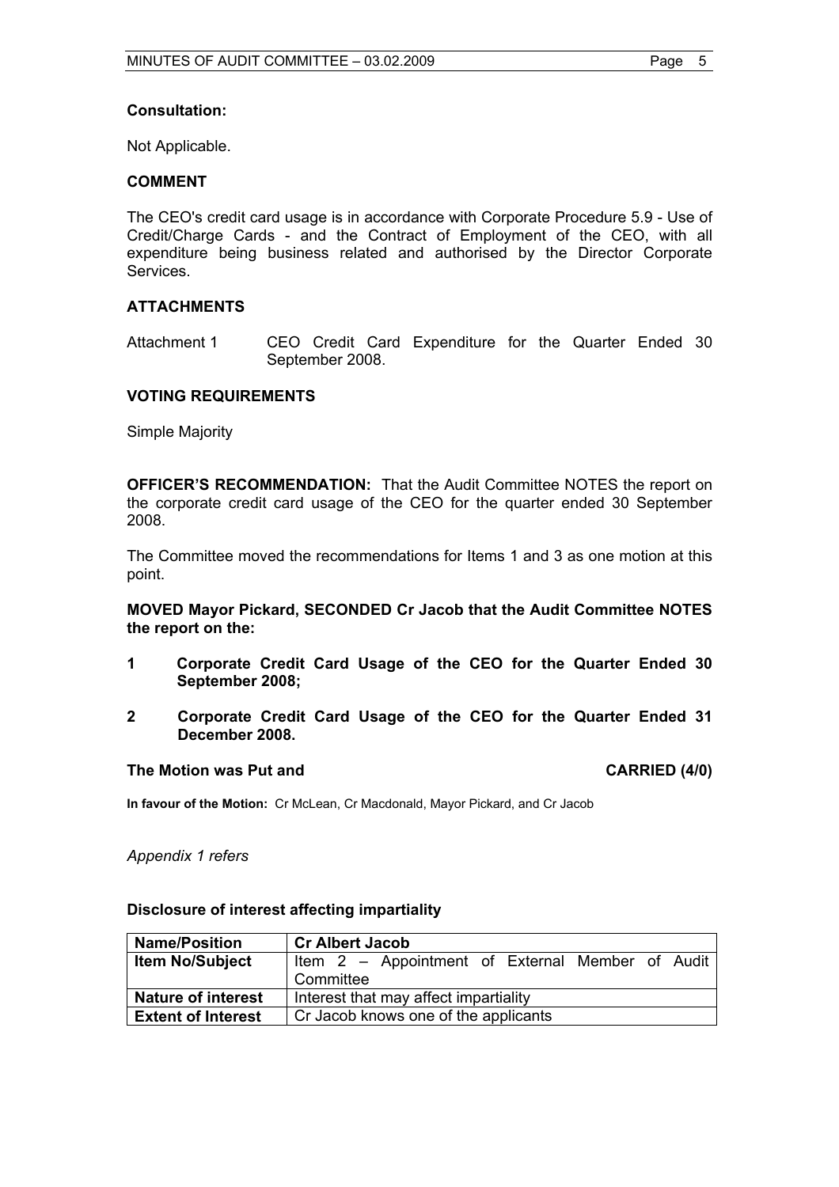**Consultation:**

Not Applicable.

**COMMENT**

The CEO's credit card usage is in accordance with Corporate Procedure 5.9 - Use of Credit/Charge Cards - and the Contract of Employment of the CEO, with all expenditure being business related and authorised by the Director Corporate Services.

**ATTACHMENTS**

Attachment 1 CEO Credit Card Expenditure for the Quarter Ended 30 September 2008.

**VOTING REQUIREMENTS**

Simple Majority

**OFFICER'S RECOMMENDATION:** That the Audit Committee NOTES the report on the corporate credit card usage of the CEO for the quarter ended 30 September 2008.

The Committee moved the recommendations for Items 1 and 3 as one motion at this point.

**MOVED Mayor Pickard, SECONDED Cr Jacob that the Audit Committee NOTES the report on the:**

**1 Corporate Credit Card Usage of the CEO for the Quarter Ended 30 September 2008;**

**2 Corporate Credit Card Usage of the CEO for the Quarter Ended 31 December 2008.**

**The Motion was Put and CARRIED (4/0)**

**In favour of the Motion:** Cr McLean, Cr Macdonald, Mayor Pickard, and Cr Jacob

*Appendix 1 refers*

**Disclosure of interest affecting impartiality**

| **Name/Position** | **Cr Albert Jacob** |
|---|---|
| **Item No/Subject** | Item 2 – Appointment of External Member of Audit Committee |
| **Nature of interest** | Interest that may affect impartiality |
| **Extent of Interest** | Cr Jacob knows one of the applicants |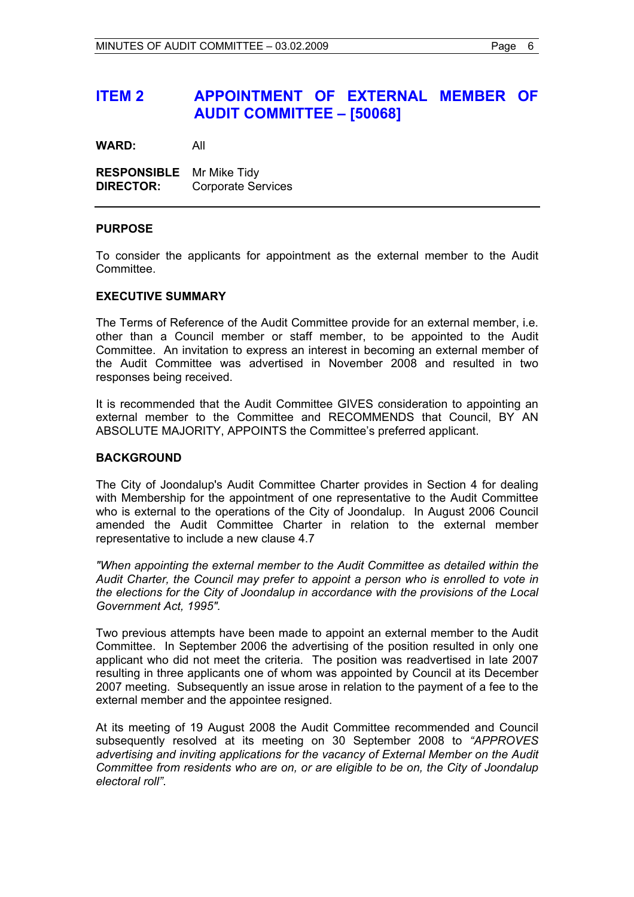## ITEM 2 APPOINTMENT OF EXTERNAL MEMBER OF AUDIT COMMITTEE – [50068]

**WARD:** All

**RESPONSIBLE DIRECTOR:** Mr Mike Tidy
Corporate Services

---

**PURPOSE**

To consider the applicants for appointment as the external member to the Audit Committee.

**EXECUTIVE SUMMARY**

The Terms of Reference of the Audit Committee provide for an external member, i.e. other than a Council member or staff member, to be appointed to the Audit Committee. An invitation to express an interest in becoming an external member of the Audit Committee was advertised in November 2008 and resulted in two responses being received.

It is recommended that the Audit Committee GIVES consideration to appointing an external member to the Committee and RECOMMENDS that Council, BY AN ABSOLUTE MAJORITY, APPOINTS the Committee's preferred applicant.

**BACKGROUND**

The City of Joondalup's Audit Committee Charter provides in Section 4 for dealing with Membership for the appointment of one representative to the Audit Committee who is external to the operations of the City of Joondalup. In August 2006 Council amended the Audit Committee Charter in relation to the external member representative to include a new clause 4.7

*"When appointing the external member to the Audit Committee as detailed within the Audit Charter, the Council may prefer to appoint a person who is enrolled to vote in the elections for the City of Joondalup in accordance with the provisions of the Local Government Act, 1995".*

Two previous attempts have been made to appoint an external member to the Audit Committee. In September 2006 the advertising of the position resulted in only one applicant who did not meet the criteria. The position was readvertised in late 2007 resulting in three applicants one of whom was appointed by Council at its December 2007 meeting. Subsequently an issue arose in relation to the payment of a fee to the external member and the appointee resigned.

At its meeting of 19 August 2008 the Audit Committee recommended and Council subsequently resolved at its meeting on 30 September 2008 to *"APPROVES advertising and inviting applications for the vacancy of External Member on the Audit Committee from residents who are on, or are eligible to be on, the City of Joondalup electoral roll"*.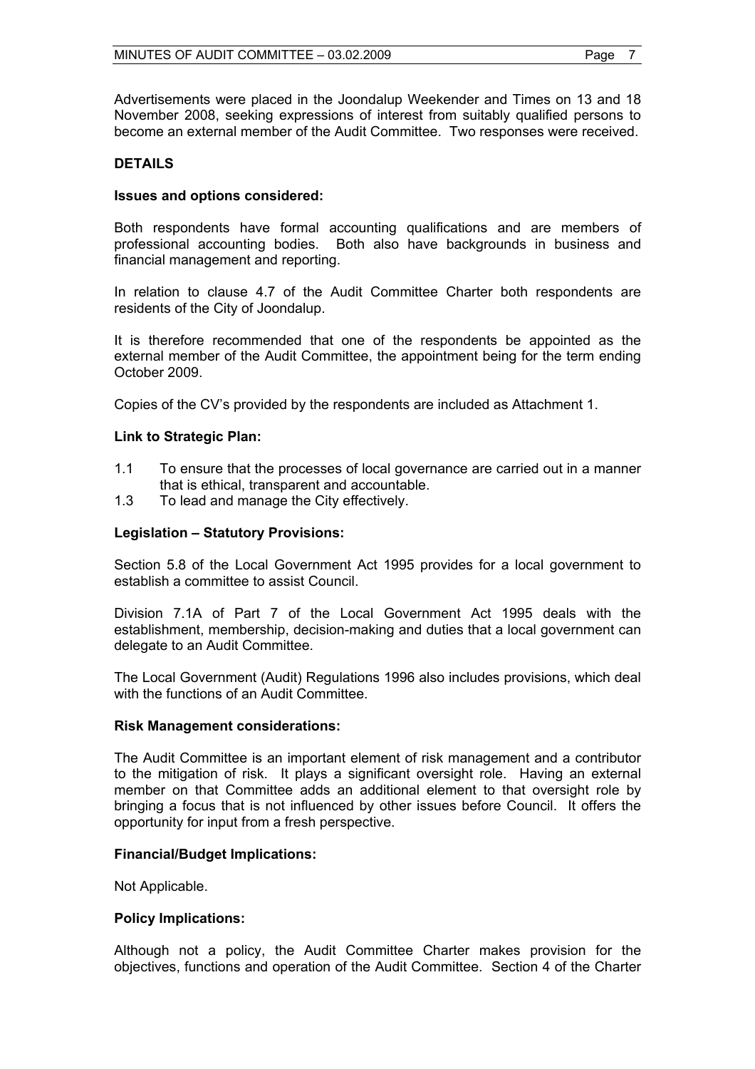Advertisements were placed in the Joondalup Weekender and Times on 13 and 18 November 2008, seeking expressions of interest from suitably qualified persons to become an external member of the Audit Committee. Two responses were received.

## DETAILS

### Issues and options considered:

Both respondents have formal accounting qualifications and are members of professional accounting bodies. Both also have backgrounds in business and financial management and reporting.

In relation to clause 4.7 of the Audit Committee Charter both respondents are residents of the City of Joondalup.

It is therefore recommended that one of the respondents be appointed as the external member of the Audit Committee, the appointment being for the term ending October 2009.

Copies of the CV's provided by the respondents are included as Attachment 1.

### Link to Strategic Plan:

1.1 To ensure that the processes of local governance are carried out in a manner that is ethical, transparent and accountable.
1.3 To lead and manage the City effectively.

### Legislation – Statutory Provisions:

Section 5.8 of the Local Government Act 1995 provides for a local government to establish a committee to assist Council.

Division 7.1A of Part 7 of the Local Government Act 1995 deals with the establishment, membership, decision-making and duties that a local government can delegate to an Audit Committee.

The Local Government (Audit) Regulations 1996 also includes provisions, which deal with the functions of an Audit Committee.

### Risk Management considerations:

The Audit Committee is an important element of risk management and a contributor to the mitigation of risk. It plays a significant oversight role. Having an external member on that Committee adds an additional element to that oversight role by bringing a focus that is not influenced by other issues before Council. It offers the opportunity for input from a fresh perspective.

### Financial/Budget Implications:

Not Applicable.

### Policy Implications:

Although not a policy, the Audit Committee Charter makes provision for the objectives, functions and operation of the Audit Committee. Section 4 of the Charter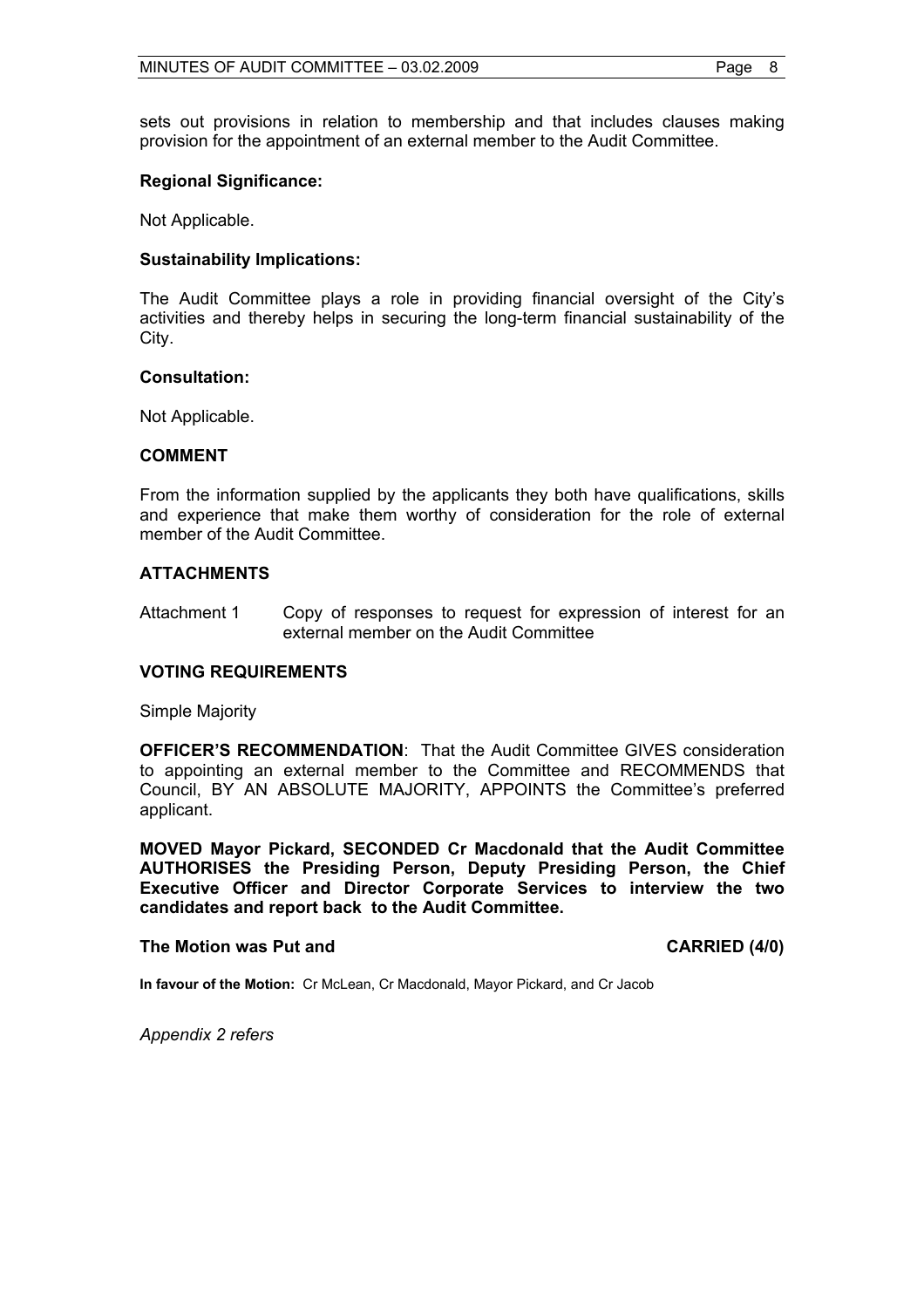sets out provisions in relation to membership and that includes clauses making provision for the appointment of an external member to the Audit Committee.

**Regional Significance:**

Not Applicable.

**Sustainability Implications:**

The Audit Committee plays a role in providing financial oversight of the City's activities and thereby helps in securing the long-term financial sustainability of the City.

**Consultation:**

Not Applicable.

## COMMENT

From the information supplied by the applicants they both have qualifications, skills and experience that make them worthy of consideration for the role of external member of the Audit Committee.

## ATTACHMENTS

Attachment 1 Copy of responses to request for expression of interest for an external member on the Audit Committee

## VOTING REQUIREMENTS

Simple Majority

**OFFICER'S RECOMMENDATION**: That the Audit Committee GIVES consideration to appointing an external member to the Committee and RECOMMENDS that Council, BY AN ABSOLUTE MAJORITY, APPOINTS the Committee's preferred applicant.

**MOVED Mayor Pickard, SECONDED Cr Macdonald that the Audit Committee AUTHORISES the Presiding Person, Deputy Presiding Person, the Chief Executive Officer and Director Corporate Services to interview the two candidates and report back to the Audit Committee.**

**The Motion was Put and CARRIED (4/0)**

**In favour of the Motion:** Cr McLean, Cr Macdonald, Mayor Pickard, and Cr Jacob

*Appendix 2 refers*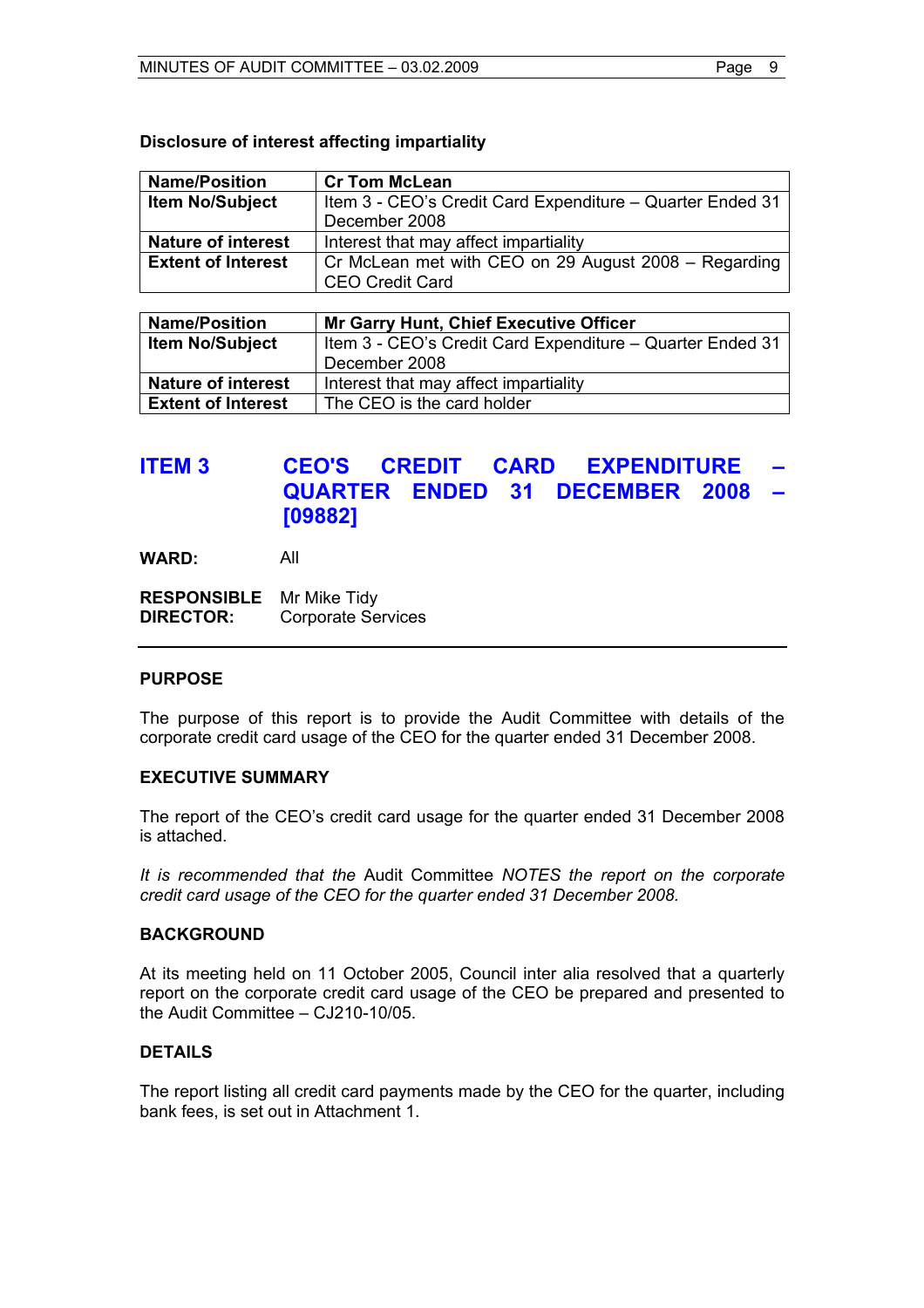**Disclosure of interest affecting impartiality**

| Name/Position | Cr Tom McLean |
|---|---|
| Item No/Subject | Item 3 - CEO's Credit Card Expenditure – Quarter Ended 31 December 2008 |
| Nature of interest | Interest that may affect impartiality |
| Extent of Interest | Cr McLean met with CEO on 29 August 2008 – Regarding CEO Credit Card |

| Name/Position | Mr Garry Hunt, Chief Executive Officer |
|---|---|
| Item No/Subject | Item 3 - CEO's Credit Card Expenditure – Quarter Ended 31 December 2008 |
| Nature of interest | Interest that may affect impartiality |
| Extent of Interest | The CEO is the card holder |

## ITEM 3 CEO'S CREDIT CARD EXPENDITURE – QUARTER ENDED 31 DECEMBER 2008 – [09882]

**WARD:** All

**RESPONSIBLE DIRECTOR:** Mr Mike Tidy
Corporate Services

---

### PURPOSE

The purpose of this report is to provide the Audit Committee with details of the corporate credit card usage of the CEO for the quarter ended 31 December 2008.

### EXECUTIVE SUMMARY

The report of the CEO's credit card usage for the quarter ended 31 December 2008 is attached.

*It is recommended that the* Audit Committee *NOTES the report on the corporate credit card usage of the CEO for the quarter ended 31 December 2008.*

### BACKGROUND

At its meeting held on 11 October 2005, Council inter alia resolved that a quarterly report on the corporate credit card usage of the CEO be prepared and presented to the Audit Committee – CJ210-10/05.

### DETAILS

The report listing all credit card payments made by the CEO for the quarter, including bank fees, is set out in Attachment 1.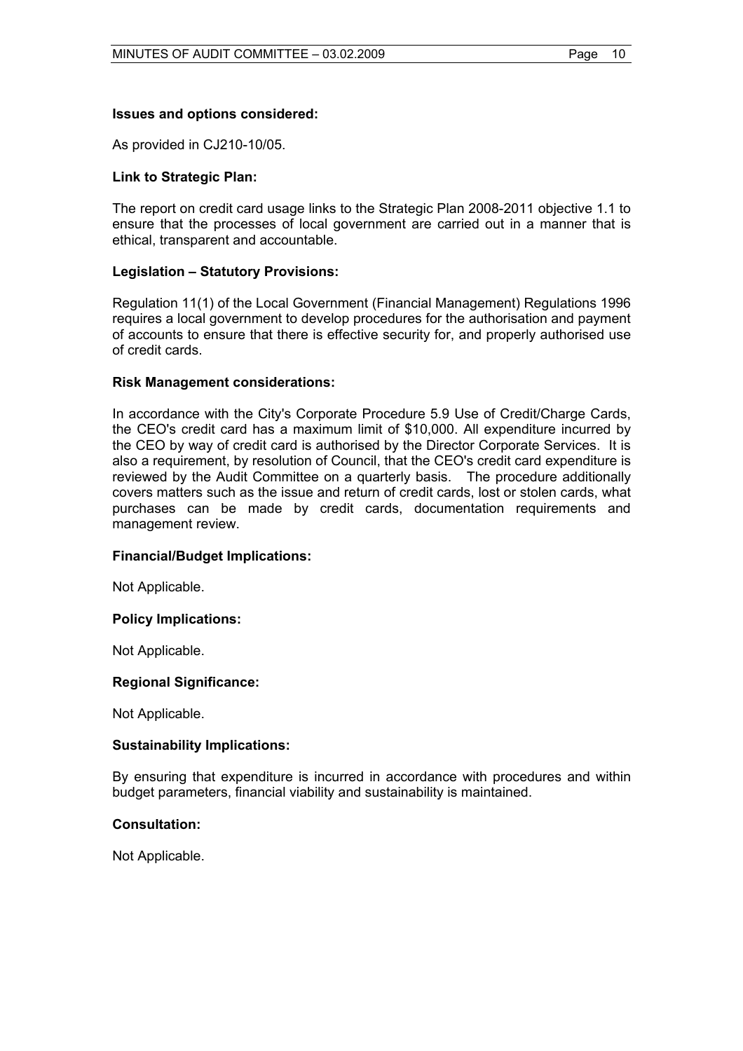**Issues and options considered:**

As provided in CJ210-10/05.

**Link to Strategic Plan:**

The report on credit card usage links to the Strategic Plan 2008-2011 objective 1.1 to ensure that the processes of local government are carried out in a manner that is ethical, transparent and accountable.

**Legislation – Statutory Provisions:**

Regulation 11(1) of the Local Government (Financial Management) Regulations 1996 requires a local government to develop procedures for the authorisation and payment of accounts to ensure that there is effective security for, and properly authorised use of credit cards.

**Risk Management considerations:**

In accordance with the City's Corporate Procedure 5.9 Use of Credit/Charge Cards, the CEO's credit card has a maximum limit of $10,000. All expenditure incurred by the CEO by way of credit card is authorised by the Director Corporate Services. It is also a requirement, by resolution of Council, that the CEO's credit card expenditure is reviewed by the Audit Committee on a quarterly basis. The procedure additionally covers matters such as the issue and return of credit cards, lost or stolen cards, what purchases can be made by credit cards, documentation requirements and management review.

**Financial/Budget Implications:**

Not Applicable.

**Policy Implications:**

Not Applicable.

**Regional Significance:**

Not Applicable.

**Sustainability Implications:**

By ensuring that expenditure is incurred in accordance with procedures and within budget parameters, financial viability and sustainability is maintained.

**Consultation:**

Not Applicable.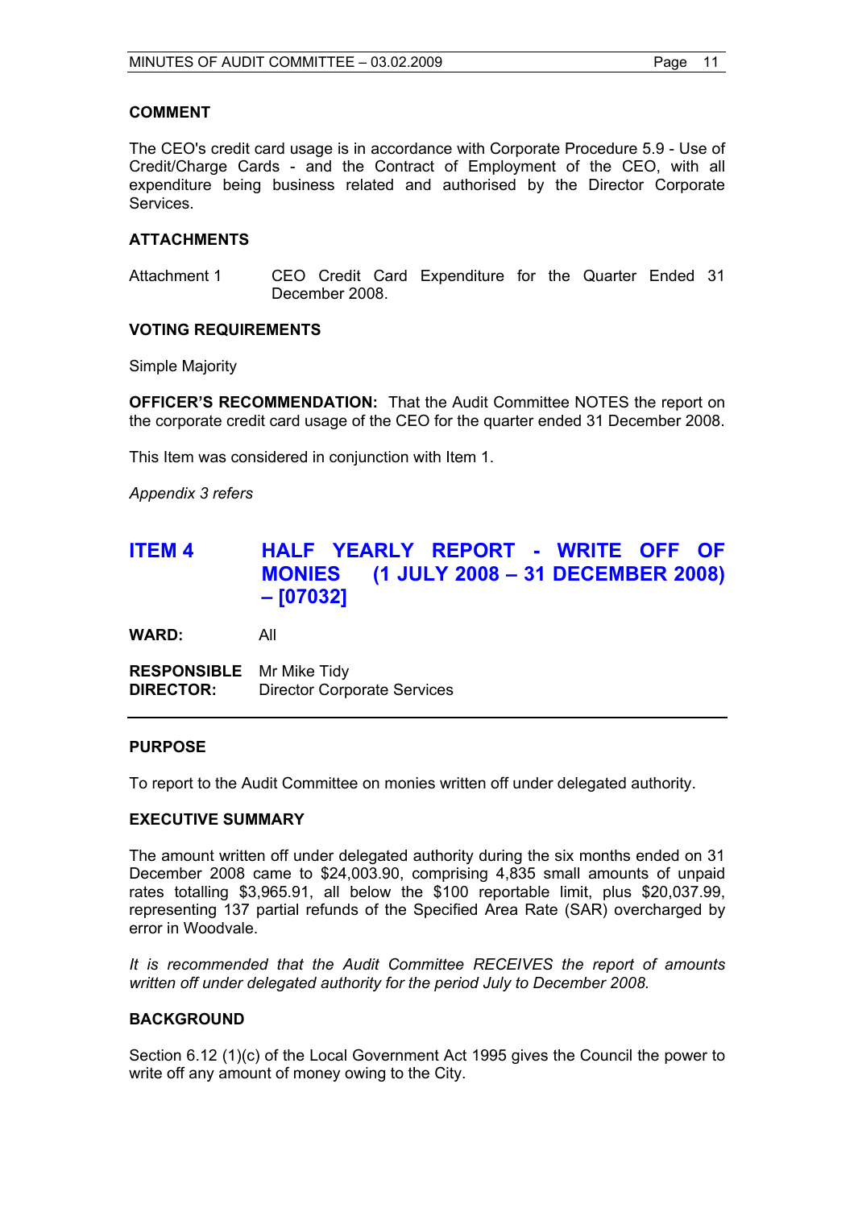### COMMENT

The CEO's credit card usage is in accordance with Corporate Procedure 5.9 - Use of Credit/Charge Cards - and the Contract of Employment of the CEO, with all expenditure being business related and authorised by the Director Corporate Services.

### ATTACHMENTS

Attachment 1 CEO Credit Card Expenditure for the Quarter Ended 31 December 2008.

### VOTING REQUIREMENTS

Simple Majority

**OFFICER'S RECOMMENDATION:** That the Audit Committee NOTES the report on the corporate credit card usage of the CEO for the quarter ended 31 December 2008.

This Item was considered in conjunction with Item 1.

*Appendix 3 refers*

## ITEM 4 HALF YEARLY REPORT - WRITE OFF OF MONIES (1 JULY 2008 – 31 DECEMBER 2008) – [07032]

**WARD:** All

**RESPONSIBLE DIRECTOR:** Mr Mike Tidy
Director Corporate Services

### PURPOSE

To report to the Audit Committee on monies written off under delegated authority.

### EXECUTIVE SUMMARY

The amount written off under delegated authority during the six months ended on 31 December 2008 came to $24,003.90, comprising 4,835 small amounts of unpaid rates totalling $3,965.91, all below the $100 reportable limit, plus $20,037.99, representing 137 partial refunds of the Specified Area Rate (SAR) overcharged by error in Woodvale.

*It is recommended that the Audit Committee RECEIVES the report of amounts written off under delegated authority for the period July to December 2008.*

### BACKGROUND

Section 6.12 (1)(c) of the Local Government Act 1995 gives the Council the power to write off any amount of money owing to the City.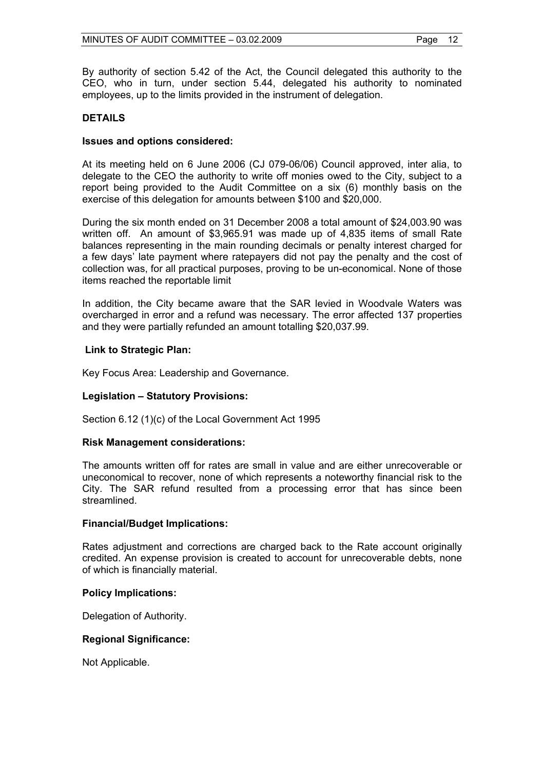By authority of section 5.42 of the Act, the Council delegated this authority to the CEO, who in turn, under section 5.44, delegated his authority to nominated employees, up to the limits provided in the instrument of delegation.

## DETAILS

### Issues and options considered:

At its meeting held on 6 June 2006 (CJ 079-06/06) Council approved, inter alia, to delegate to the CEO the authority to write off monies owed to the City, subject to a report being provided to the Audit Committee on a six (6) monthly basis on the exercise of this delegation for amounts between $100 and $20,000.

During the six month ended on 31 December 2008 a total amount of $24,003.90 was written off. An amount of $3,965.91 was made up of 4,835 items of small Rate balances representing in the main rounding decimals or penalty interest charged for a few days' late payment where ratepayers did not pay the penalty and the cost of collection was, for all practical purposes, proving to be un-economical. None of those items reached the reportable limit

In addition, the City became aware that the SAR levied in Woodvale Waters was overcharged in error and a refund was necessary. The error affected 137 properties and they were partially refunded an amount totalling $20,037.99.

### Link to Strategic Plan:

Key Focus Area: Leadership and Governance.

### Legislation – Statutory Provisions:

Section 6.12 (1)(c) of the Local Government Act 1995

### Risk Management considerations:

The amounts written off for rates are small in value and are either unrecoverable or uneconomical to recover, none of which represents a noteworthy financial risk to the City. The SAR refund resulted from a processing error that has since been streamlined.

### Financial/Budget Implications:

Rates adjustment and corrections are charged back to the Rate account originally credited. An expense provision is created to account for unrecoverable debts, none of which is financially material.

### Policy Implications:

Delegation of Authority.

### Regional Significance:

Not Applicable.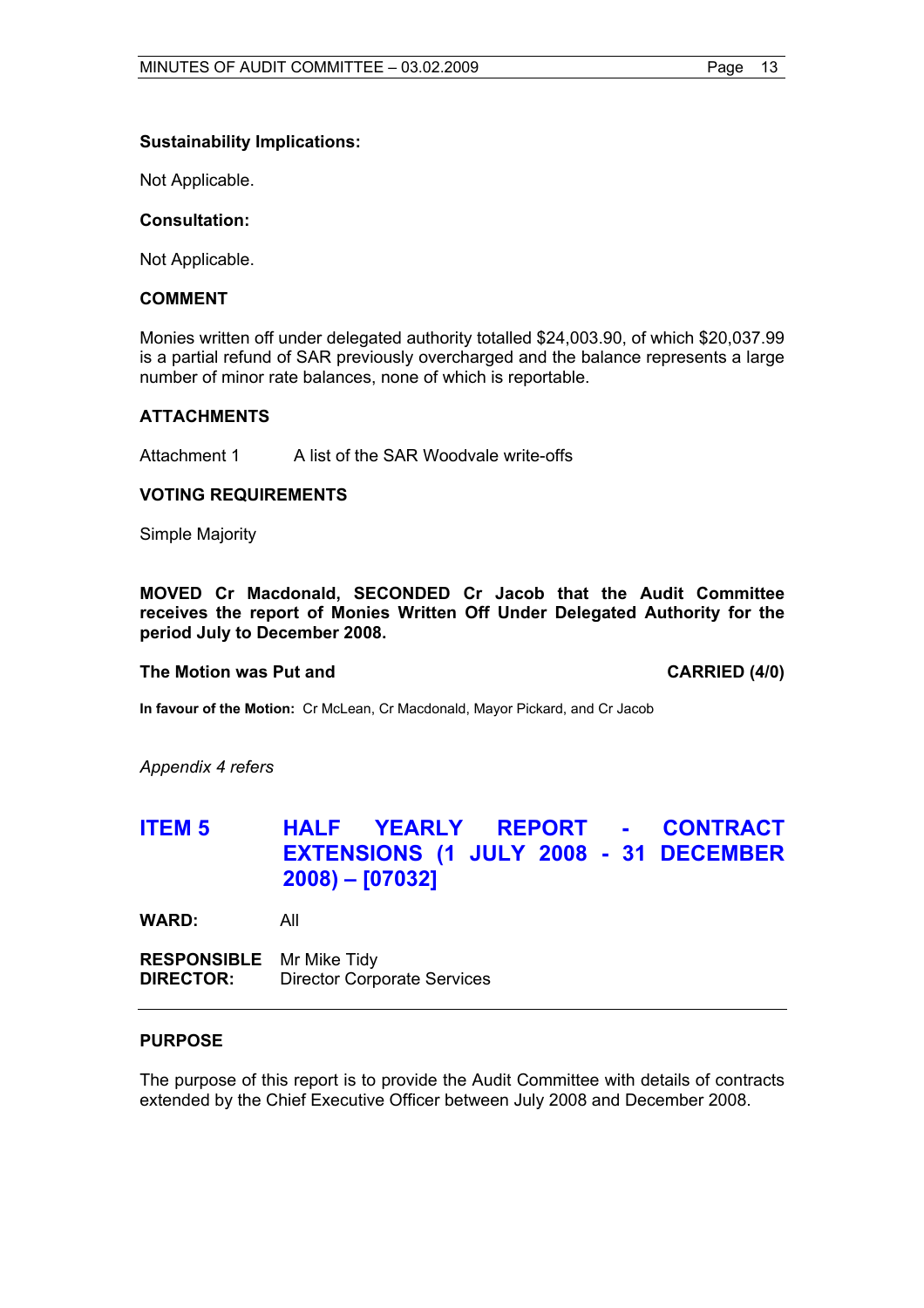### Sustainability Implications:

Not Applicable.

### Consultation:

Not Applicable.

### COMMENT

Monies written off under delegated authority totalled $24,003.90, of which $20,037.99 is a partial refund of SAR previously overcharged and the balance represents a large number of minor rate balances, none of which is reportable.

### ATTACHMENTS

Attachment 1 A list of the SAR Woodvale write-offs

### VOTING REQUIREMENTS

Simple Majority

**MOVED Cr Macdonald, SECONDED Cr Jacob that the Audit Committee receives the report of Monies Written Off Under Delegated Authority for the period July to December 2008.**

**The Motion was Put and CARRIED (4/0)**

**In favour of the Motion:** Cr McLean, Cr Macdonald, Mayor Pickard, and Cr Jacob

*Appendix 4 refers*

## ITEM 5 HALF YEARLY REPORT - CONTRACT EXTENSIONS (1 JULY 2008 - 31 DECEMBER 2008) – [07032]

**WARD:** All

**RESPONSIBLE DIRECTOR:** Mr Mike Tidy
Director Corporate Services

### PURPOSE

The purpose of this report is to provide the Audit Committee with details of contracts extended by the Chief Executive Officer between July 2008 and December 2008.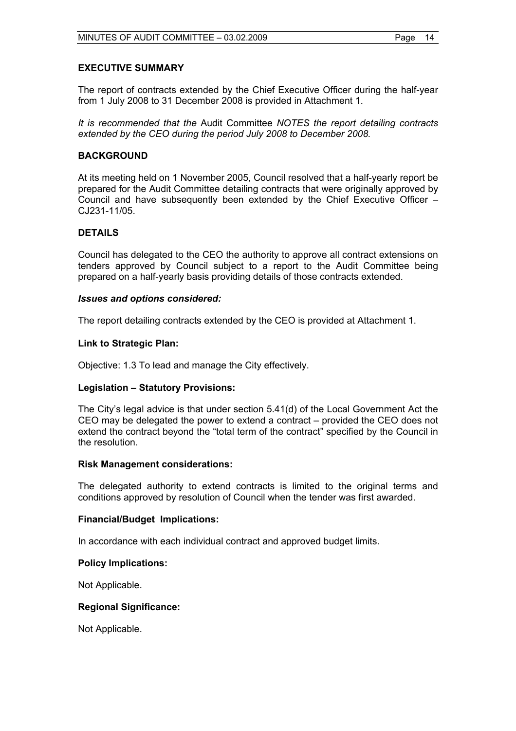## EXECUTIVE SUMMARY

The report of contracts extended by the Chief Executive Officer during the half-year from 1 July 2008 to 31 December 2008 is provided in Attachment 1.

*It is recommended that the* Audit Committee *NOTES the report detailing contracts extended by the CEO during the period July 2008 to December 2008.*

## BACKGROUND

At its meeting held on 1 November 2005, Council resolved that a half-yearly report be prepared for the Audit Committee detailing contracts that were originally approved by Council and have subsequently been extended by the Chief Executive Officer – CJ231-11/05.

## DETAILS

Council has delegated to the CEO the authority to approve all contract extensions on tenders approved by Council subject to a report to the Audit Committee being prepared on a half-yearly basis providing details of those contracts extended.

### *Issues and options considered:*

The report detailing contracts extended by the CEO is provided at Attachment 1.

### Link to Strategic Plan:

Objective: 1.3 To lead and manage the City effectively.

### Legislation – Statutory Provisions:

The City's legal advice is that under section 5.41(d) of the Local Government Act the CEO may be delegated the power to extend a contract – provided the CEO does not extend the contract beyond the "total term of the contract" specified by the Council in the resolution.

### Risk Management considerations:

The delegated authority to extend contracts is limited to the original terms and conditions approved by resolution of Council when the tender was first awarded.

### Financial/Budget Implications:

In accordance with each individual contract and approved budget limits.

### Policy Implications:

Not Applicable.

### Regional Significance:

Not Applicable.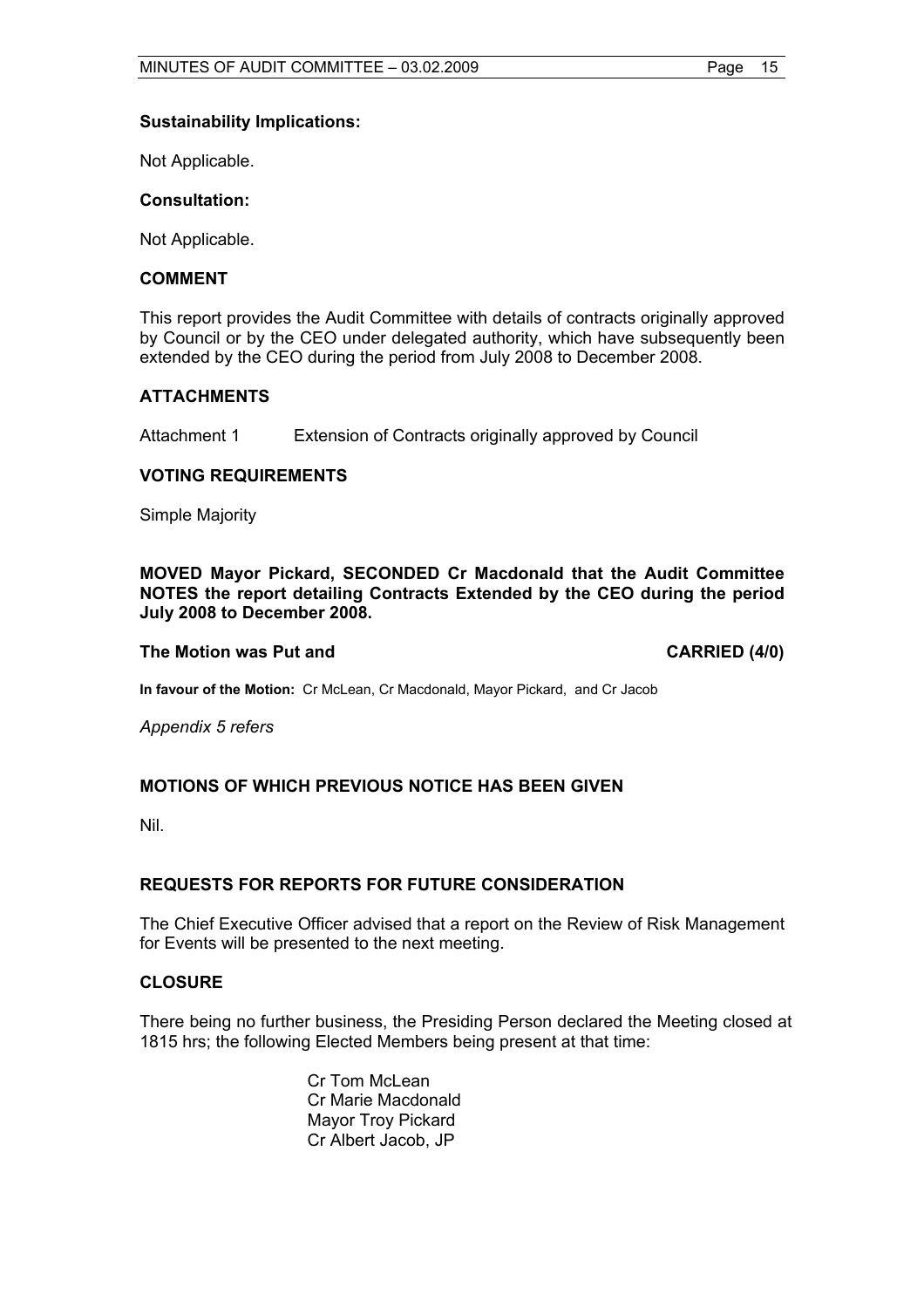### Sustainability Implications:

Not Applicable.

### Consultation:

Not Applicable.

## COMMENT

This report provides the Audit Committee with details of contracts originally approved by Council or by the CEO under delegated authority, which have subsequently been extended by the CEO during the period from July 2008 to December 2008.

## ATTACHMENTS

Attachment 1 Extension of Contracts originally approved by Council

## VOTING REQUIREMENTS

Simple Majority

**MOVED Mayor Pickard, SECONDED Cr Macdonald that the Audit Committee NOTES the report detailing Contracts Extended by the CEO during the period July 2008 to December 2008.**

**The Motion was Put and CARRIED (4/0)**

**In favour of the Motion:** Cr McLean, Cr Macdonald, Mayor Pickard, and Cr Jacob

*Appendix 5 refers*

## MOTIONS OF WHICH PREVIOUS NOTICE HAS BEEN GIVEN

Nil.

## REQUESTS FOR REPORTS FOR FUTURE CONSIDERATION

The Chief Executive Officer advised that a report on the Review of Risk Management for Events will be presented to the next meeting.

## CLOSURE

There being no further business, the Presiding Person declared the Meeting closed at 1815 hrs; the following Elected Members being present at that time:

Cr Tom McLean
Cr Marie Macdonald
Mayor Troy Pickard
Cr Albert Jacob, JP